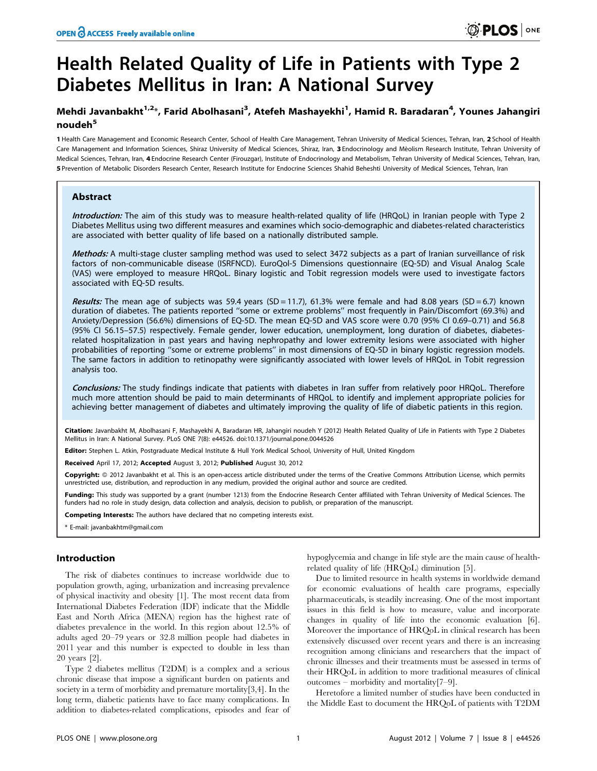# Health Related Quality of Life in Patients with Type 2 Diabetes Mellitus in Iran: A National Survey

**Mehdi Javanbakht[1,2]*, Farid Abolhasani[3], Atefeh Mashayekhi[1], Hamid R. Baradaran[4], Younes Jahangiri noudeh[5]**

1 Health Care Management and Economic Research Center, School of Health Care Management, Tehran University of Medical Sciences, Tehran, Iran, 2 School of Health Care Management and Information Sciences, Shiraz University of Medical Sciences, Shiraz, Iran, 3 Endocrinology and Mèolism Research Institute, Tehran University of Medical Sciences, Tehran, Iran, 4 Endocrine Research Center (Firouzgar), Institute of Endocrinology and Metabolism, Tehran University of Medical Sciences, Tehran, Iran, 5 Prevention of Metabolic Disorders Research Center, Research Institute for Endocrine Sciences Shahid Beheshti University of Medical Sciences, Tehran, Iran

## Abstract

***Introduction:*** The aim of this study was to measure health-related quality of life (HRQoL) in Iranian people with Type 2 Diabetes Mellitus using two different measures and examines which socio-demographic and diabetes-related characteristics are associated with better quality of life based on a nationally distributed sample.

***Methods:*** A multi-stage cluster sampling method was used to select 3472 subjects as a part of Iranian surveillance of risk factors of non-communicable disease (ISRFNCD). EuroQol-5 Dimensions questionnaire (EQ-5D) and Visual Analog Scale (VAS) were employed to measure HRQoL. Binary logistic and Tobit regression models were used to investigate factors associated with EQ-5D results.

***Results:*** The mean age of subjects was 59.4 years (SD = 11.7), 61.3% were female and had 8.08 years (SD = 6.7) known duration of diabetes. The patients reported ''some or extreme problems'' most frequently in Pain/Discomfort (69.3%) and Anxiety/Depression (56.6%) dimensions of EQ-5D. The mean EQ-5D and VAS score were 0.70 (95% CI 0.69–0.71) and 56.8 (95% CI 56.15–57.5) respectively. Female gender, lower education, unemployment, long duration of diabetes, diabetes-related hospitalization in past years and having nephropathy and lower extremity lesions were associated with higher probabilities of reporting ''some or extreme problems'' in most dimensions of EQ-5D in binary logistic regression models. The same factors in addition to retinopathy were significantly associated with lower levels of HRQoL in Tobit regression analysis too.

***Conclusions:*** The study findings indicate that patients with diabetes in Iran suffer from relatively poor HRQoL. Therefore much more attention should be paid to main determinants of HRQoL to identify and implement appropriate policies for achieving better management of diabetes and ultimately improving the quality of life of diabetic patients in this region.

**Citation:** Javanbakht M, Abolhasani F, Mashayekhi A, Baradaran HR, Jahangiri noudeh Y (2012) Health Related Quality of Life in Patients with Type 2 Diabetes Mellitus in Iran: A National Survey. PLoS ONE 7(8): e44526. doi:10.1371/journal.pone.0044526

**Editor:** Stephen L. Atkin, Postgraduate Medical Institute & Hull York Medical School, University of Hull, United Kingdom

**Received** April 17, 2012; **Accepted** August 3, 2012; **Published** August 30, 2012

**Copyright:** © 2012 Javanbakht et al. This is an open-access article distributed under the terms of the Creative Commons Attribution License, which permits unrestricted use, distribution, and reproduction in any medium, provided the original author and source are credited.

**Funding:** This study was supported by a grant (number 1213) from the Endocrine Research Center affiliated with Tehran University of Medical Sciences. The funders had no role in study design, data collection and analysis, decision to publish, or preparation of the manuscript.

**Competing Interests:** The authors have declared that no competing interests exist.

\* E-mail: javanbakhtm@gmail.com

## Introduction

The risk of diabetes continues to increase worldwide due to population growth, aging, urbanization and increasing prevalence of physical inactivity and obesity [1]. The most recent data from International Diabetes Federation (IDF) indicate that the Middle East and North Africa (MENA) region has the highest rate of diabetes prevalence in the world. In this region about 12.5% of adults aged 20–79 years or 32.8 million people had diabetes in 2011 year and this number is expected to double in less than 20 years [2].

Type 2 diabetes mellitus (T2DM) is a complex and a serious chronic disease that impose a significant burden on patients and society in a term of morbidity and premature mortality[3,4]. In the long term, diabetic patients have to face many complications. In addition to diabetes-related complications, episodes and fear of hypoglycemia and change in life style are the main cause of health-related quality of life (HRQoL) diminution [5].

Due to limited resource in health systems in worldwide demand for economic evaluations of health care programs, especially pharmaceuticals, is steadily increasing. One of the most important issues in this field is how to measure, value and incorporate changes in quality of life into the economic evaluation [6]. Moreover the importance of HRQoL in clinical research has been extensively discussed over recent years and there is an increasing recognition among clinicians and researchers that the impact of chronic illnesses and their treatments must be assessed in terms of their HRQoL in addition to more traditional measures of clinical outcomes – morbidity and mortality[7–9].

Heretofore a limited number of studies have been conducted in the Middle East to document the HRQoL of patients with T2DM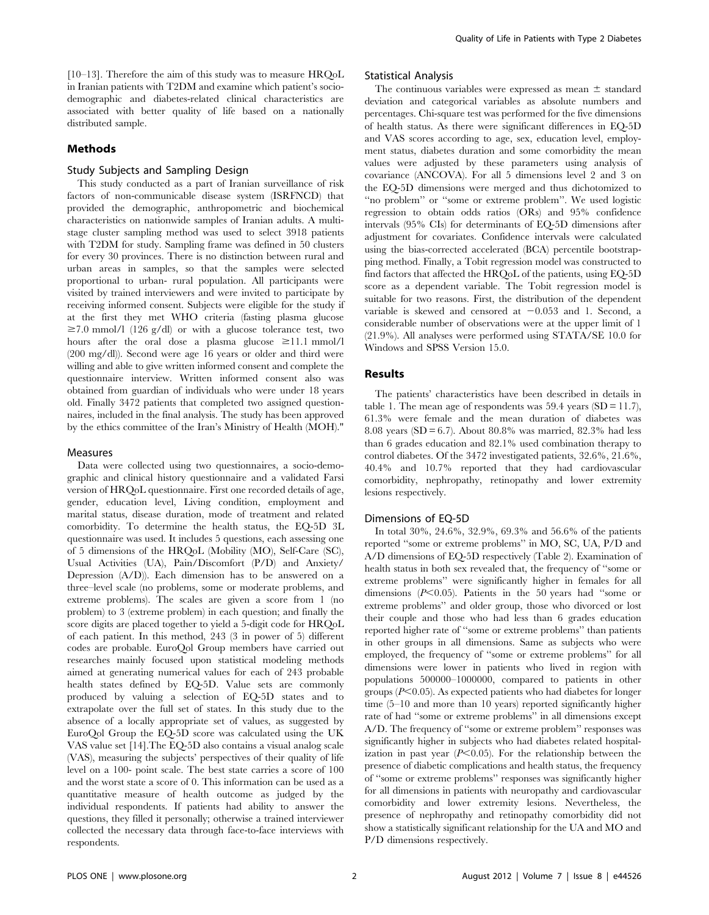[10–13]. Therefore the aim of this study was to measure HRQoL in Iranian patients with T2DM and examine which patient's socio-demographic and diabetes-related clinical characteristics are associated with better quality of life based on a nationally distributed sample.

## Methods

### Study Subjects and Sampling Design

This study conducted as a part of Iranian surveillance of risk factors of non-communicable disease system (ISRFNCD) that provided the demographic, anthropometric and biochemical characteristics on nationwide samples of Iranian adults. A multi-stage cluster sampling method was used to select 3918 patients with T2DM for study. Sampling frame was defined in 50 clusters for every 30 provinces. There is no distinction between rural and urban areas in samples, so that the samples were selected proportional to urban- rural population. All participants were visited by trained interviewers and were invited to participate by receiving informed consent. Subjects were eligible for the study if at the first they met WHO criteria (fasting plasma glucose ≥7.0 mmol/l (126 g/dl) or with a glucose tolerance test, two hours after the oral dose a plasma glucose ≥11.1 mmol/l (200 mg/dl)). Second were age 16 years or older and third were willing and able to give written informed consent and complete the questionnaire interview. Written informed consent also was obtained from guardian of individuals who were under 18 years old. Finally 3472 patients that completed two assigned questionnaires, included in the final analysis. The study has been approved by the ethics committee of the Iran's Ministry of Health (MOH)."

### Measures

Data were collected using two questionnaires, a socio-demographic and clinical history questionnaire and a validated Farsi version of HRQoL questionnaire. First one recorded details of age, gender, education level, Living condition, employment and marital status, disease duration, mode of treatment and related comorbidity. To determine the health status, the EQ-5D 3L questionnaire was used. It includes 5 questions, each assessing one of 5 dimensions of the HRQoL (Mobility (MO), Self-Care (SC), Usual Activities (UA), Pain/Discomfort (P/D) and Anxiety/Depression (A/D)). Each dimension has to be answered on a three–level scale (no problems, some or moderate problems, and extreme problems). The scales are given a score from 1 (no problem) to 3 (extreme problem) in each question; and finally the score digits are placed together to yield a 5-digit code for HRQoL of each patient. In this method, 243 (3 in power of 5) different codes are probable. EuroQol Group members have carried out researches mainly focused upon statistical modeling methods aimed at generating numerical values for each of 243 probable health states defined by EQ-5D. Value sets are commonly produced by valuing a selection of EQ-5D states and to extrapolate over the full set of states. In this study due to the absence of a locally appropriate set of values, as suggested by EuroQol Group the EQ-5D score was calculated using the UK VAS value set [14].The EQ-5D also contains a visual analog scale (VAS), measuring the subjects' perspectives of their quality of life level on a 100- point scale. The best state carries a score of 100 and the worst state a score of 0. This information can be used as a quantitative measure of health outcome as judged by the individual respondents. If patients had ability to answer the questions, they filled it personally; otherwise a trained interviewer collected the necessary data through face-to-face interviews with respondents.

### Statistical Analysis

The continuous variables were expressed as mean ± standard deviation and categorical variables as absolute numbers and percentages. Chi-square test was performed for the five dimensions of health status. As there were significant differences in EQ-5D and VAS scores according to age, sex, education level, employment status, diabetes duration and some comorbidity the mean values were adjusted by these parameters using analysis of covariance (ANCOVA). For all 5 dimensions level 2 and 3 on the EQ-5D dimensions were merged and thus dichotomized to "no problem" or "some or extreme problem". We used logistic regression to obtain odds ratios (ORs) and 95% confidence intervals (95% CIs) for determinants of EQ-5D dimensions after adjustment for covariates. Confidence intervals were calculated using the bias-corrected accelerated (BCA) percentile bootstrapping method. Finally, a Tobit regression model was constructed to find factors that affected the HRQoL of the patients, using EQ-5D score as a dependent variable. The Tobit regression model is suitable for two reasons. First, the distribution of the dependent variable is skewed and censored at −0.053 and 1. Second, a considerable number of observations were at the upper limit of 1 (21.9%). All analyses were performed using STATA/SE 10.0 for Windows and SPSS Version 15.0.

## Results

The patients' characteristics have been described in details in table 1. The mean age of respondents was 59.4 years (SD = 11.7), 61.3% were female and the mean duration of diabetes was 8.08 years (SD = 6.7). About 80.8% was married, 82.3% had less than 6 grades education and 82.1% used combination therapy to control diabetes. Of the 3472 investigated patients, 32.6%, 21.6%, 40.4% and 10.7% reported that they had cardiovascular comorbidity, nephropathy, retinopathy and lower extremity lesions respectively.

### Dimensions of EQ-5D

In total 30%, 24.6%, 32.9%, 69.3% and 56.6% of the patients reported "some or extreme problems" in MO, SC, UA, P/D and A/D dimensions of EQ-5D respectively (Table 2). Examination of health status in both sex revealed that, the frequency of "some or extreme problems" were significantly higher in females for all dimensions ($P<0.05$). Patients in the 50 years had "some or extreme problems" and older group, those who divorced or lost their couple and those who had less than 6 grades education reported higher rate of "some or extreme problems" than patients in other groups in all dimensions. Same as subjects who were employed, the frequency of "some or extreme problems" for all dimensions were lower in patients who lived in region with populations 500000–1000000, compared to patients in other groups ($P<0.05$). As expected patients who had diabetes for longer time (5–10 and more than 10 years) reported significantly higher rate of had "some or extreme problems" in all dimensions except A/D. The frequency of "some or extreme problem" responses was significantly higher in subjects who had diabetes related hospitalization in past year ($P<0.05$). For the relationship between the presence of diabetic complications and health status, the frequency of "some or extreme problems" responses was significantly higher for all dimensions in patients with neuropathy and cardiovascular comorbidity and lower extremity lesions. Nevertheless, the presence of nephropathy and retinopathy comorbidity did not show a statistically significant relationship for the UA and MO and P/D dimensions respectively.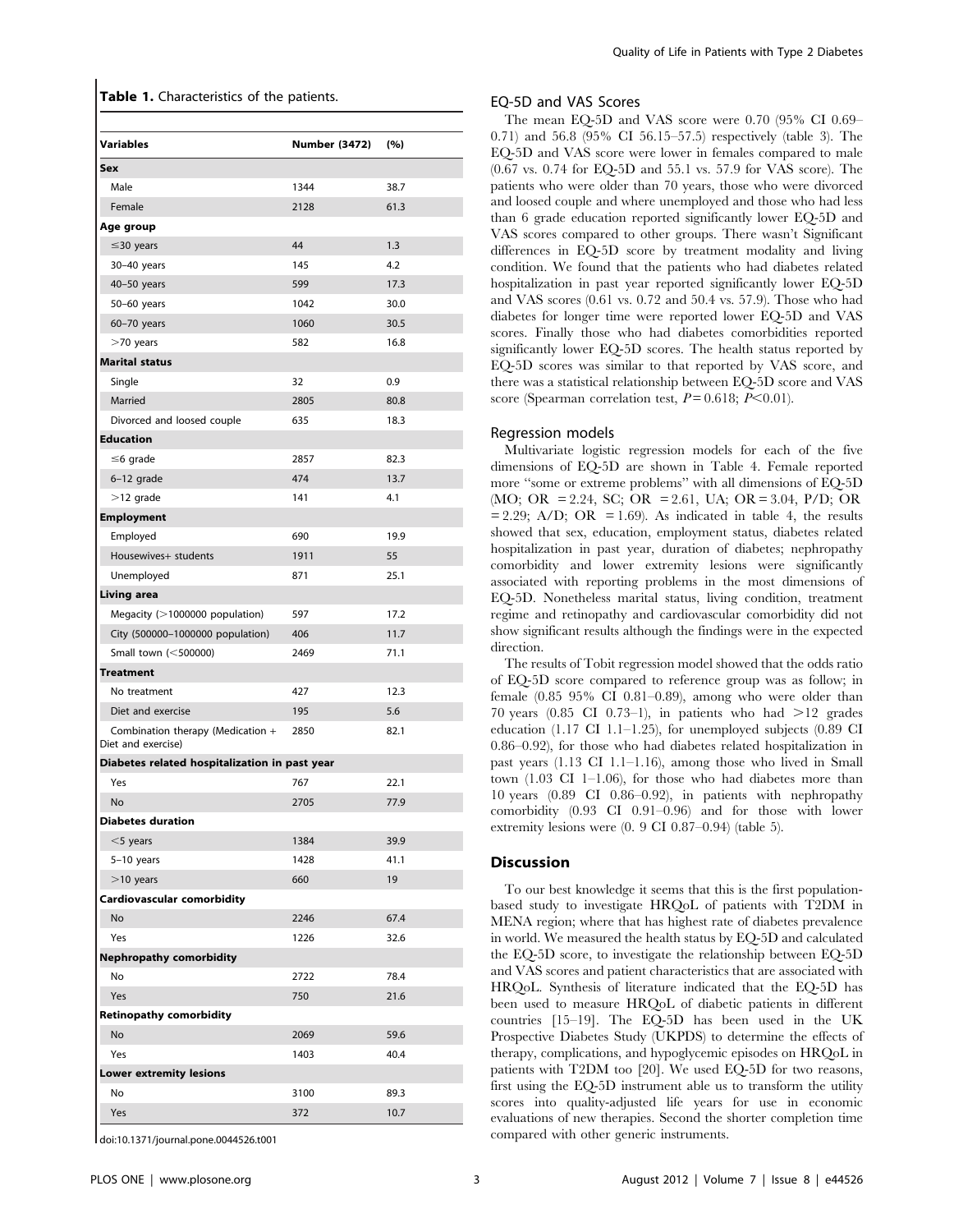**Table 1.** Characteristics of the patients.

| Variables | Number (3472) | (%) |
|---|---|---|
| **Sex** | | |
| Male | 1344 | 38.7 |
| Female | 2128 | 61.3 |
| **Age group** | | |
| ≤30 years | 44 | 1.3 |
| 30–40 years | 145 | 4.2 |
| 40–50 years | 599 | 17.3 |
| 50–60 years | 1042 | 30.0 |
| 60–70 years | 1060 | 30.5 |
| >70 years | 582 | 16.8 |
| **Marital status** | | |
| Single | 32 | 0.9 |
| Married | 2805 | 80.8 |
| Divorced and loosed couple | 635 | 18.3 |
| **Education** | | |
| ≤6 grade | 2857 | 82.3 |
| 6–12 grade | 474 | 13.7 |
| >12 grade | 141 | 4.1 |
| **Employment** | | |
| Employed | 690 | 19.9 |
| Housewives+ students | 1911 | 55 |
| Unemployed | 871 | 25.1 |
| **Living area** | | |
| Megacity (>1000000 population) | 597 | 17.2 |
| City (500000–1000000 population) | 406 | 11.7 |
| Small town (<500000) | 2469 | 71.1 |
| **Treatment** | | |
| No treatment | 427 | 12.3 |
| Diet and exercise | 195 | 5.6 |
| Combination therapy (Medication + Diet and exercise) | 2850 | 82.1 |
| **Diabetes related hospitalization in past year** | | |
| Yes | 767 | 22.1 |
| No | 2705 | 77.9 |
| **Diabetes duration** | | |
| <5 years | 1384 | 39.9 |
| 5–10 years | 1428 | 41.1 |
| >10 years | 660 | 19 |
| **Cardiovascular comorbidity** | | |
| No | 2246 | 67.4 |
| Yes | 1226 | 32.6 |
| **Nephropathy comorbidity** | | |
| No | 2722 | 78.4 |
| Yes | 750 | 21.6 |
| **Retinopathy comorbidity** | | |
| No | 2069 | 59.6 |
| Yes | 1403 | 40.4 |
| **Lower extremity lesions** | | |
| No | 3100 | 89.3 |
| Yes | 372 | 10.7 |

doi:10.1371/journal.pone.0044526.t001

### EQ-5D and VAS Scores

The mean EQ-5D and VAS score were 0.70 (95% CI 0.69–0.71) and 56.8 (95% CI 56.15–57.5) respectively (table 3). The EQ-5D and VAS score were lower in females compared to male (0.67 vs. 0.74 for EQ-5D and 55.1 vs. 57.9 for VAS score). The patients who were older than 70 years, those who were divorced and loosed couple and where unemployed and those who had less than 6 grade education reported significantly lower EQ-5D and VAS scores compared to other groups. There wasn't Significant differences in EQ-5D score by treatment modality and living condition. We found that the patients who had diabetes related hospitalization in past year reported significantly lower EQ-5D and VAS scores (0.61 vs. 0.72 and 50.4 vs. 57.9). Those who had diabetes for longer time were reported lower EQ-5D and VAS scores. Finally those who had diabetes comorbidities reported significantly lower EQ-5D scores. The health status reported by EQ-5D scores was similar to that reported by VAS score, and there was a statistical relationship between EQ-5D score and VAS score (Spearman correlation test, $P = 0.618$; $P < 0.01$).

### Regression models

Multivariate logistic regression models for each of the five dimensions of EQ-5D are shown in Table 4. Female reported more "some or extreme problems" with all dimensions of EQ-5D (MO; OR = 2.24, SC; OR = 2.61, UA; OR = 3.04, P/D; OR = 2.29; A/D; OR = 1.69). As indicated in table 4, the results showed that sex, education, employment status, diabetes related hospitalization in past year, duration of diabetes; nephropathy comorbidity and lower extremity lesions were significantly associated with reporting problems in the most dimensions of EQ-5D. Nonetheless marital status, living condition, treatment regime and retinopathy and cardiovascular comorbidity did not show significant results although the findings were in the expected direction.

The results of Tobit regression model showed that the odds ratio of EQ-5D score compared to reference group was as follow; in female (0.85 95% CI 0.81–0.89), among who were older than 70 years (0.85 CI 0.73–1), in patients who had >12 grades education (1.17 CI 1.1–1.25), for unemployed subjects (0.89 CI 0.86–0.92), for those who had diabetes related hospitalization in past years (1.13 CI 1.1–1.16), among those who lived in Small town (1.03 CI 1–1.06), for those who had diabetes more than 10 years (0.89 CI 0.86–0.92), in patients with nephropathy comorbidity (0.93 CI 0.91–0.96) and for those with lower extremity lesions were (0. 9 CI 0.87–0.94) (table 5).

## Discussion

To our best knowledge it seems that this is the first population-based study to investigate HRQoL of patients with T2DM in MENA region; where that has highest rate of diabetes prevalence in world. We measured the health status by EQ-5D and calculated the EQ-5D score, to investigate the relationship between EQ-5D and VAS scores and patient characteristics that are associated with HRQoL. Synthesis of literature indicated that the EQ-5D has been used to measure HRQoL of diabetic patients in different countries [15–19]. The EQ-5D has been used in the UK Prospective Diabetes Study (UKPDS) to determine the effects of therapy, complications, and hypoglycemic episodes on HRQoL in patients with T2DM too [20]. We used EQ-5D for two reasons, first using the EQ-5D instrument able us to transform the utility scores into quality-adjusted life years for use in economic evaluations of new therapies. Second the shorter completion time compared with other generic instruments.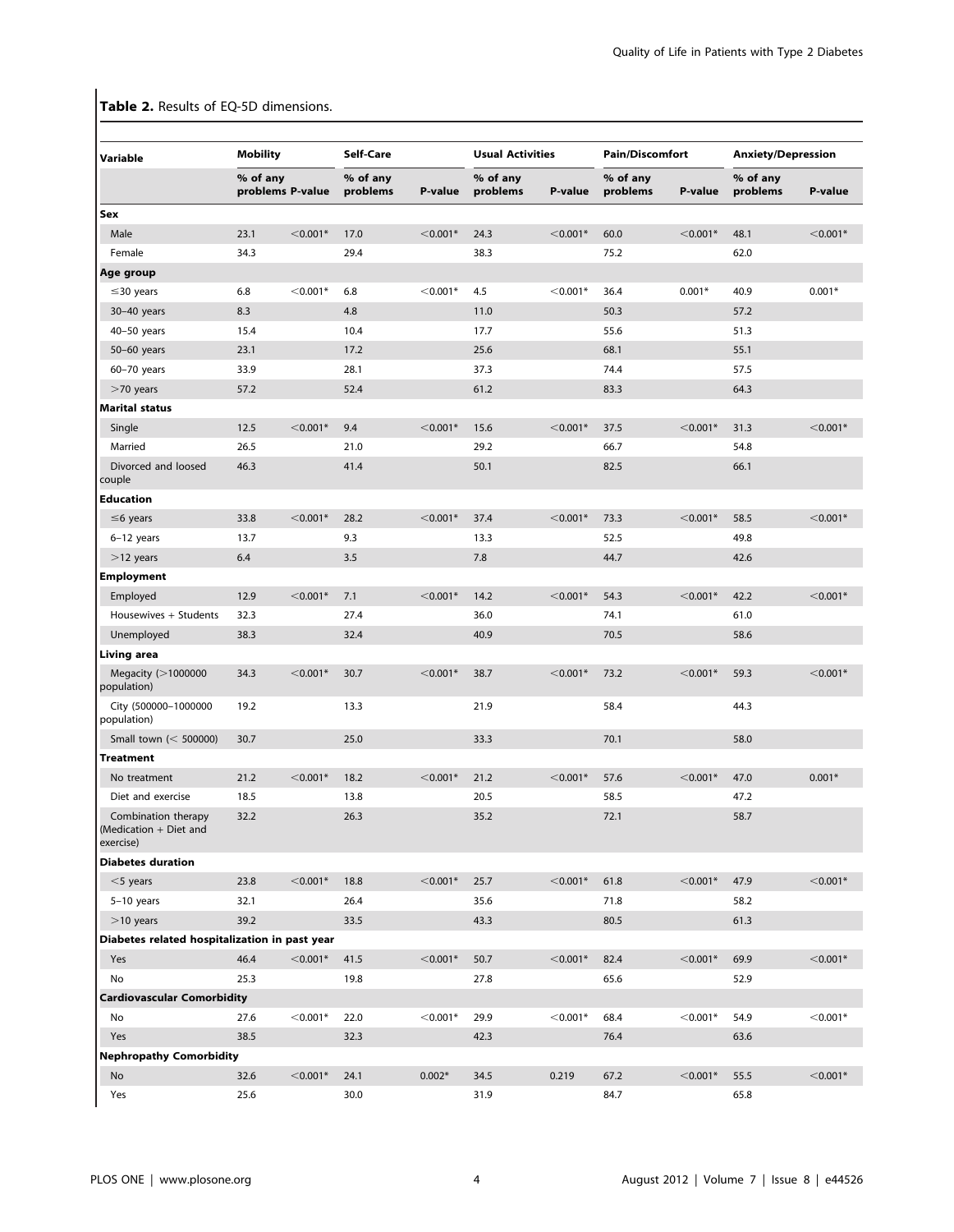**Table 2.** Results of EQ-5D dimensions.

| Variable | Mobility | | Self-Care | | Usual Activities | | Pain/Discomfort | | Anxiety/Depression | |
|---|---|---|---|---|---|---|---|---|---|---|
| | % of any problems | P-value | % of any problems | P-value | % of any problems | P-value | % of any problems | P-value | % of any problems | P-value |
| **Sex** | | | | | | | | | | |
| Male | 23.1 | <0.001* | 17.0 | <0.001* | 24.3 | <0.001* | 60.0 | <0.001* | 48.1 | <0.001* |
| Female | 34.3 | | 29.4 | | 38.3 | | 75.2 | | 62.0 | |
| **Age group** | | | | | | | | | | |
| ≤30 years | 6.8 | <0.001* | 6.8 | <0.001* | 4.5 | <0.001* | 36.4 | 0.001* | 40.9 | 0.001* |
| 30–40 years | 8.3 | | 4.8 | | 11.0 | | 50.3 | | 57.2 | |
| 40–50 years | 15.4 | | 10.4 | | 17.7 | | 55.6 | | 51.3 | |
| 50–60 years | 23.1 | | 17.2 | | 25.6 | | 68.1 | | 55.1 | |
| 60–70 years | 33.9 | | 28.1 | | 37.3 | | 74.4 | | 57.5 | |
| >70 years | 57.2 | | 52.4 | | 61.2 | | 83.3 | | 64.3 | |
| **Marital status** | | | | | | | | | | |
| Single | 12.5 | <0.001* | 9.4 | <0.001* | 15.6 | <0.001* | 37.5 | <0.001* | 31.3 | <0.001* |
| Married | 26.5 | | 21.0 | | 29.2 | | 66.7 | | 54.8 | |
| Divorced and loosed couple | 46.3 | | 41.4 | | 50.1 | | 82.5 | | 66.1 | |
| **Education** | | | | | | | | | | |
| ≤6 years | 33.8 | <0.001* | 28.2 | <0.001* | 37.4 | <0.001* | 73.3 | <0.001* | 58.5 | <0.001* |
| 6–12 years | 13.7 | | 9.3 | | 13.3 | | 52.5 | | 49.8 | |
| >12 years | 6.4 | | 3.5 | | 7.8 | | 44.7 | | 42.6 | |
| **Employment** | | | | | | | | | | |
| Employed | 12.9 | <0.001* | 7.1 | <0.001* | 14.2 | <0.001* | 54.3 | <0.001* | 42.2 | <0.001* |
| Housewives + Students | 32.3 | | 27.4 | | 36.0 | | 74.1 | | 61.0 | |
| Unemployed | 38.3 | | 32.4 | | 40.9 | | 70.5 | | 58.6 | |
| **Living area** | | | | | | | | | | |
| Megacity (>1000000 population) | 34.3 | <0.001* | 30.7 | <0.001* | 38.7 | <0.001* | 73.2 | <0.001* | 59.3 | <0.001* |
| City (500000–1000000 population) | 19.2 | | 13.3 | | 21.9 | | 58.4 | | 44.3 | |
| Small town (< 500000) | 30.7 | | 25.0 | | 33.3 | | 70.1 | | 58.0 | |
| **Treatment** | | | | | | | | | | |
| No treatment | 21.2 | <0.001* | 18.2 | <0.001* | 21.2 | <0.001* | 57.6 | <0.001* | 47.0 | 0.001* |
| Diet and exercise | 18.5 | | 13.8 | | 20.5 | | 58.5 | | 47.2 | |
| Combination therapy (Medication + Diet and exercise) | 32.2 | | 26.3 | | 35.2 | | 72.1 | | 58.7 | |
| **Diabetes duration** | | | | | | | | | | |
| <5 years | 23.8 | <0.001* | 18.8 | <0.001* | 25.7 | <0.001* | 61.8 | <0.001* | 47.9 | <0.001* |
| 5–10 years | 32.1 | | 26.4 | | 35.6 | | 71.8 | | 58.2 | |
| >10 years | 39.2 | | 33.5 | | 43.3 | | 80.5 | | 61.3 | |
| **Diabetes related hospitalization in past year** | | | | | | | | | | |
| Yes | 46.4 | <0.001* | 41.5 | <0.001* | 50.7 | <0.001* | 82.4 | <0.001* | 69.9 | <0.001* |
| No | 25.3 | | 19.8 | | 27.8 | | 65.6 | | 52.9 | |
| **Cardiovascular Comorbidity** | | | | | | | | | | |
| No | 27.6 | <0.001* | 22.0 | <0.001* | 29.9 | <0.001* | 68.4 | <0.001* | 54.9 | <0.001* |
| Yes | 38.5 | | 32.3 | | 42.3 | | 76.4 | | 63.6 | |
| **Nephropathy Comorbidity** | | | | | | | | | | |
| No | 32.6 | <0.001* | 24.1 | 0.002* | 34.5 | 0.219 | 67.2 | <0.001* | 55.5 | <0.001* |
| Yes | 25.6 | | 30.0 | | 31.9 | | 84.7 | | 65.8 | |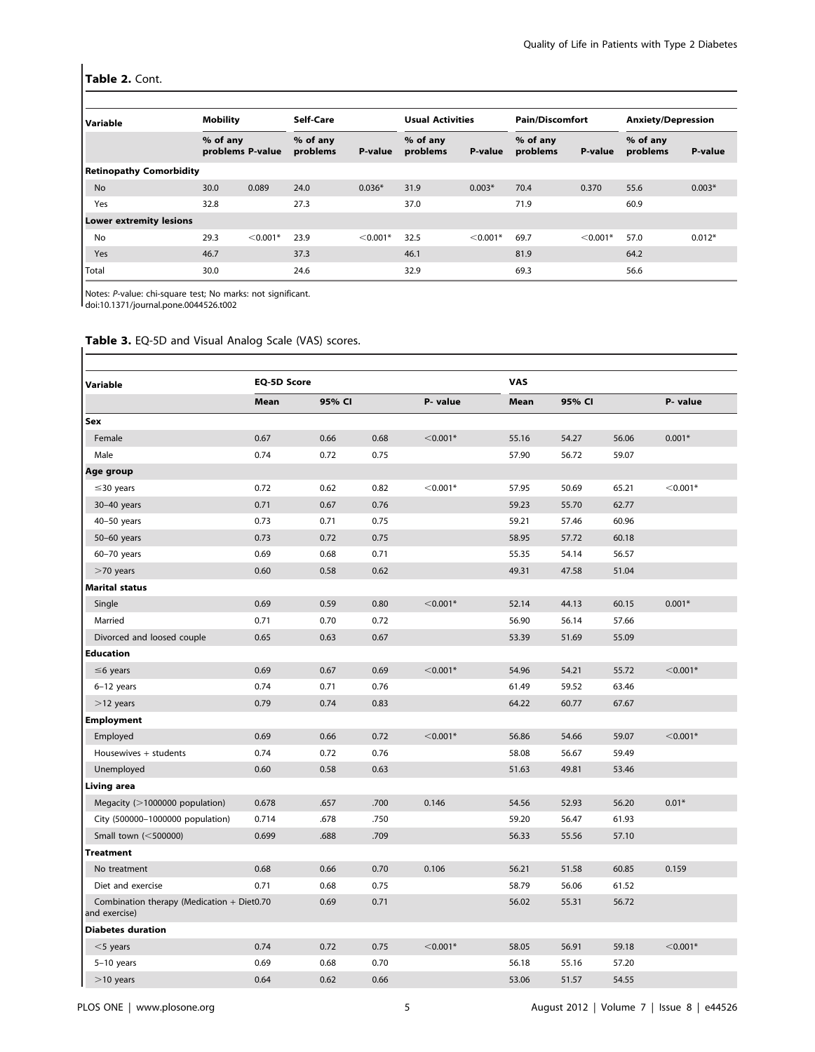**Table 2.** Cont.

| Variable | Mobility | | Self-Care | | Usual Activities | | Pain/Discomfort | | Anxiety/Depression | |
|---|---|---|---|---|---|---|---|---|---|---|
| | % of any problems | P-value | % of any problems | P-value | % of any problems | P-value | % of any problems | P-value | % of any problems | P-value |
| **Retinopathy Comorbidity** | | | | | | | | | | |
| No | 30.0 | 0.089 | 24.0 | 0.036* | 31.9 | 0.003* | 70.4 | 0.370 | 55.6 | 0.003* |
| Yes | 32.8 | | 27.3 | | 37.0 | | 71.9 | | 60.9 | |
| **Lower extremity lesions** | | | | | | | | | | |
| No | 29.3 | <0.001* | 23.9 | <0.001* | 32.5 | <0.001* | 69.7 | <0.001* | 57.0 | 0.012* |
| Yes | 46.7 | | 37.3 | | 46.1 | | 81.9 | | 64.2 | |
| Total | 30.0 | | 24.6 | | 32.9 | | 69.3 | | 56.6 | |

Notes: *P*-value: chi-square test; No marks: not significant.
doi:10.1371/journal.pone.0044526.t002

**Table 3.** EQ-5D and Visual Analog Scale (VAS) scores.

| Variable | EQ-5D Score | | | | VAS | | | |
|---|---|---|---|---|---|---|---|---|
| | Mean | 95% CI | | P- value | Mean | 95% CI | | P- value |
| **Sex** | | | | | | | | |
| Female | 0.67 | 0.66 | 0.68 | <0.001* | 55.16 | 54.27 | 56.06 | 0.001* |
| Male | 0.74 | 0.72 | 0.75 | | 57.90 | 56.72 | 59.07 | |
| **Age group** | | | | | | | | |
| ≤30 years | 0.72 | 0.62 | 0.82 | <0.001* | 57.95 | 50.69 | 65.21 | <0.001* |
| 30–40 years | 0.71 | 0.67 | 0.76 | | 59.23 | 55.70 | 62.77 | |
| 40–50 years | 0.73 | 0.71 | 0.75 | | 59.21 | 57.46 | 60.96 | |
| 50–60 years | 0.73 | 0.72 | 0.75 | | 58.95 | 57.72 | 60.18 | |
| 60–70 years | 0.69 | 0.68 | 0.71 | | 55.35 | 54.14 | 56.57 | |
| >70 years | 0.60 | 0.58 | 0.62 | | 49.31 | 47.58 | 51.04 | |
| **Marital status** | | | | | | | | |
| Single | 0.69 | 0.59 | 0.80 | <0.001* | 52.14 | 44.13 | 60.15 | 0.001* |
| Married | 0.71 | 0.70 | 0.72 | | 56.90 | 56.14 | 57.66 | |
| Divorced and loosed couple | 0.65 | 0.63 | 0.67 | | 53.39 | 51.69 | 55.09 | |
| **Education** | | | | | | | | |
| ≤6 years | 0.69 | 0.67 | 0.69 | <0.001* | 54.96 | 54.21 | 55.72 | <0.001* |
| 6–12 years | 0.74 | 0.71 | 0.76 | | 61.49 | 59.52 | 63.46 | |
| >12 years | 0.79 | 0.74 | 0.83 | | 64.22 | 60.77 | 67.67 | |
| **Employment** | | | | | | | | |
| Employed | 0.69 | 0.66 | 0.72 | <0.001* | 56.86 | 54.66 | 59.07 | <0.001* |
| Housewives + students | 0.74 | 0.72 | 0.76 | | 58.08 | 56.67 | 59.49 | |
| Unemployed | 0.60 | 0.58 | 0.63 | | 51.63 | 49.81 | 53.46 | |
| **Living area** | | | | | | | | |
| Megacity (>1000000 population) | 0.678 | .657 | .700 | 0.146 | 54.56 | 52.93 | 56.20 | 0.01* |
| City (500000–1000000 population) | 0.714 | .678 | .750 | | 59.20 | 56.47 | 61.93 | |
| Small town (<500000) | 0.699 | .688 | .709 | | 56.33 | 55.56 | 57.10 | |
| **Treatment** | | | | | | | | |
| No treatment | 0.68 | 0.66 | 0.70 | 0.106 | 56.21 | 51.58 | 60.85 | 0.159 |
| Diet and exercise | 0.71 | 0.68 | 0.75 | | 58.79 | 56.06 | 61.52 | |
| Combination therapy (Medication + Diet and exercise) | 0.70 | 0.69 | 0.71 | | 56.02 | 55.31 | 56.72 | |
| **Diabetes duration** | | | | | | | | |
| <5 years | 0.74 | 0.72 | 0.75 | <0.001* | 58.05 | 56.91 | 59.18 | <0.001* |
| 5–10 years | 0.69 | 0.68 | 0.70 | | 56.18 | 55.16 | 57.20 | |
| >10 years | 0.64 | 0.62 | 0.66 | | 53.06 | 51.57 | 54.55 | |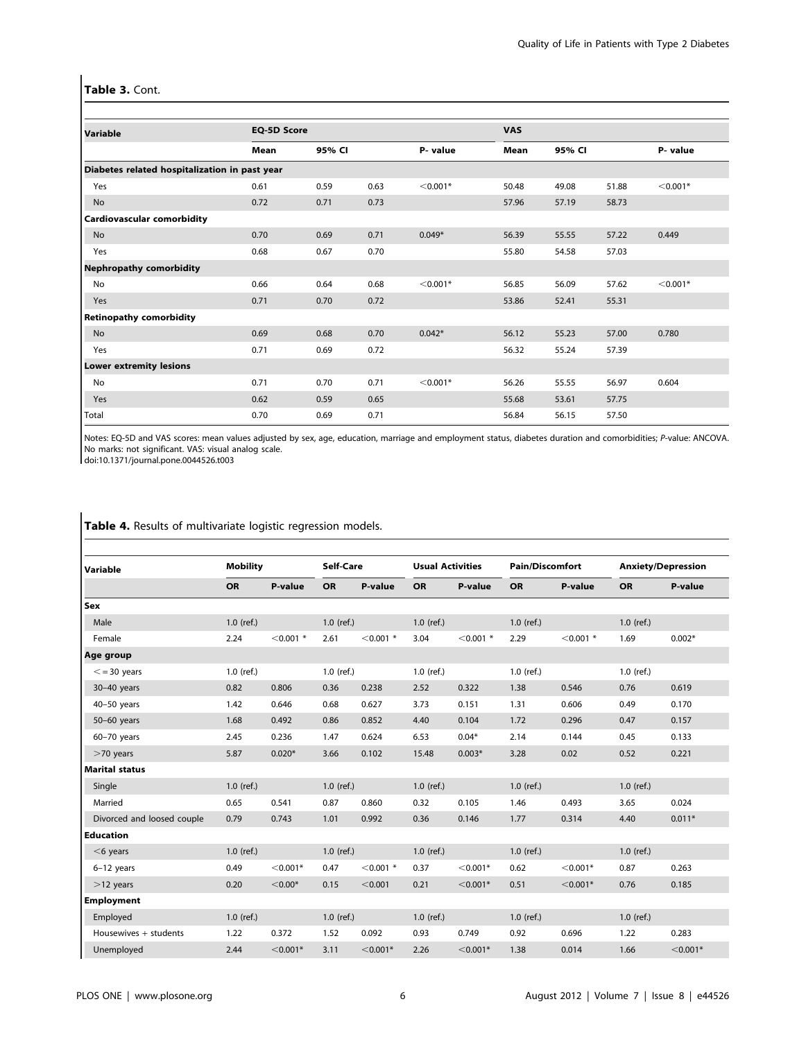**Table 3.** Cont.

| Variable | EQ-5D Score | | | | VAS | | | |
|---|---|---|---|---|---|---|---|---|
| | Mean | 95% CI | | P- value | Mean | 95% CI | | P- value |
| **Diabetes related hospitalization in past year** | | | | | | | | |
| Yes | 0.61 | 0.59 | 0.63 | <0.001* | 50.48 | 49.08 | 51.88 | <0.001* |
| No | 0.72 | 0.71 | 0.73 | | 57.96 | 57.19 | 58.73 | |
| **Cardiovascular comorbidity** | | | | | | | | |
| No | 0.70 | 0.69 | 0.71 | 0.049* | 56.39 | 55.55 | 57.22 | 0.449 |
| Yes | 0.68 | 0.67 | 0.70 | | 55.80 | 54.58 | 57.03 | |
| **Nephropathy comorbidity** | | | | | | | | |
| No | 0.66 | 0.64 | 0.68 | <0.001* | 56.85 | 56.09 | 57.62 | <0.001* |
| Yes | 0.71 | 0.70 | 0.72 | | 53.86 | 52.41 | 55.31 | |
| **Retinopathy comorbidity** | | | | | | | | |
| No | 0.69 | 0.68 | 0.70 | 0.042* | 56.12 | 55.23 | 57.00 | 0.780 |
| Yes | 0.71 | 0.69 | 0.72 | | 56.32 | 55.24 | 57.39 | |
| **Lower extremity lesions** | | | | | | | | |
| No | 0.71 | 0.70 | 0.71 | <0.001* | 56.26 | 55.55 | 56.97 | 0.604 |
| Yes | 0.62 | 0.59 | 0.65 | | 55.68 | 53.61 | 57.75 | |
| Total | 0.70 | 0.69 | 0.71 | | 56.84 | 56.15 | 57.50 | |

Notes: EQ-5D and VAS scores: mean values adjusted by sex, age, education, marriage and employment status, diabetes duration and comorbidities; *P*-value: ANCOVA. No marks: not significant. VAS: visual analog scale.
doi:10.1371/journal.pone.0044526.t003

**Table 4.** Results of multivariate logistic regression models.

| Variable | Mobility | | Self-Care | | Usual Activities | | Pain/Discomfort | | Anxiety/Depression | |
|---|---|---|---|---|---|---|---|---|---|---|
| | OR | P-value | OR | P-value | OR | P-value | OR | P-value | OR | P-value |
| **Sex** | | | | | | | | | | |
| Male | 1.0 (ref.) | | 1.0 (ref.) | | 1.0 (ref.) | | 1.0 (ref.) | | 1.0 (ref.) | |
| Female | 2.24 | <0.001 * | 2.61 | <0.001 * | 3.04 | <0.001 * | 2.29 | <0.001 * | 1.69 | 0.002* |
| **Age group** | | | | | | | | | | |
| <=30 years | 1.0 (ref.) | | 1.0 (ref.) | | 1.0 (ref.) | | 1.0 (ref.) | | 1.0 (ref.) | |
| 30–40 years | 0.82 | 0.806 | 0.36 | 0.238 | 2.52 | 0.322 | 1.38 | 0.546 | 0.76 | 0.619 |
| 40–50 years | 1.42 | 0.646 | 0.68 | 0.627 | 3.73 | 0.151 | 1.31 | 0.606 | 0.49 | 0.170 |
| 50–60 years | 1.68 | 0.492 | 0.86 | 0.852 | 4.40 | 0.104 | 1.72 | 0.296 | 0.47 | 0.157 |
| 60–70 years | 2.45 | 0.236 | 1.47 | 0.624 | 6.53 | 0.04* | 2.14 | 0.144 | 0.45 | 0.133 |
| >70 years | 5.87 | 0.020* | 3.66 | 0.102 | 15.48 | 0.003* | 3.28 | 0.02 | 0.52 | 0.221 |
| **Marital status** | | | | | | | | | | |
| Single | 1.0 (ref.) | | 1.0 (ref.) | | 1.0 (ref.) | | 1.0 (ref.) | | 1.0 (ref.) | |
| Married | 0.65 | 0.541 | 0.87 | 0.860 | 0.32 | 0.105 | 1.46 | 0.493 | 3.65 | 0.024 |
| Divorced and loosed couple | 0.79 | 0.743 | 1.01 | 0.992 | 0.36 | 0.146 | 1.77 | 0.314 | 4.40 | 0.011* |
| **Education** | | | | | | | | | | |
| <6 years | 1.0 (ref.) | | 1.0 (ref.) | | 1.0 (ref.) | | 1.0 (ref.) | | 1.0 (ref.) | |
| 6–12 years | 0.49 | <0.001* | 0.47 | <0.001 * | 0.37 | <0.001* | 0.62 | <0.001* | 0.87 | 0.263 |
| >12 years | 0.20 | <0.00* | 0.15 | <0.001 | 0.21 | <0.001* | 0.51 | <0.001* | 0.76 | 0.185 |
| **Employment** | | | | | | | | | | |
| Employed | 1.0 (ref.) | | 1.0 (ref.) | | 1.0 (ref.) | | 1.0 (ref.) | | 1.0 (ref.) | |
| Housewives + students | 1.22 | 0.372 | 1.52 | 0.092 | 0.93 | 0.749 | 0.92 | 0.696 | 1.22 | 0.283 |
| Unemployed | 2.44 | <0.001* | 3.11 | <0.001* | 2.26 | <0.001* | 1.38 | 0.014 | 1.66 | <0.001* |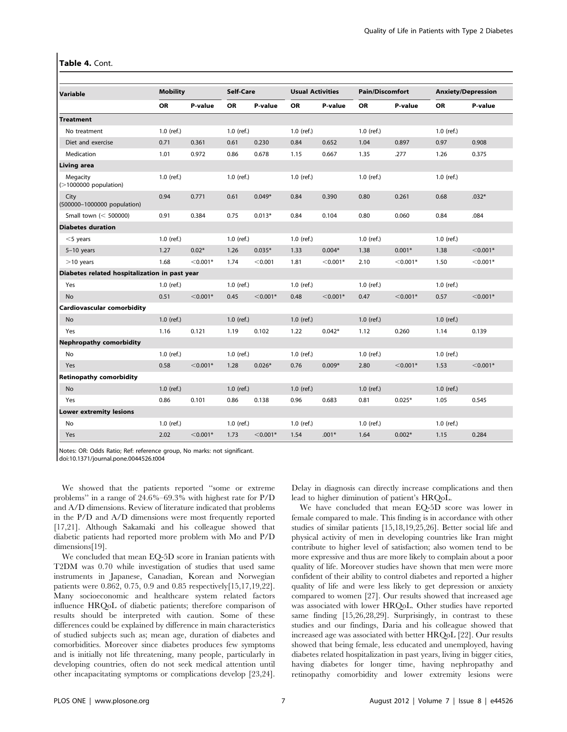**Table 4.** Cont.

| Variable | Mobility | | Self-Care | | Usual Activities | | Pain/Discomfort | | Anxiety/Depression | |
|---|---|---|---|---|---|---|---|---|---|---|
| | OR | P-value | OR | P-value | OR | P-value | OR | P-value | OR | P-value |
| **Treatment** | | | | | | | | | | |
| No treatment | 1.0 (ref.) | | 1.0 (ref.) | | 1.0 (ref.) | | 1.0 (ref.) | | 1.0 (ref.) | |
| Diet and exercise | 0.71 | 0.361 | 0.61 | 0.230 | 0.84 | 0.652 | 1.04 | 0.897 | 0.97 | 0.908 |
| Medication | 1.01 | 0.972 | 0.86 | 0.678 | 1.15 | 0.667 | 1.35 | .277 | 1.26 | 0.375 |
| **Living area** | | | | | | | | | | |
| Megacity (>1000000 population) | 1.0 (ref.) | | 1.0 (ref.) | | 1.0 (ref.) | | 1.0 (ref.) | | 1.0 (ref.) | |
| City (500000–1000000 population) | 0.94 | 0.771 | 0.61 | 0.049* | 0.84 | 0.390 | 0.80 | 0.261 | 0.68 | .032* |
| Small town (< 500000) | 0.91 | 0.384 | 0.75 | 0.013* | 0.84 | 0.104 | 0.80 | 0.060 | 0.84 | .084 |
| **Diabetes duration** | | | | | | | | | | |
| <5 years | 1.0 (ref.) | | 1.0 (ref.) | | 1.0 (ref.) | | 1.0 (ref.) | | 1.0 (ref.) | |
| 5–10 years | 1.27 | 0.02* | 1.26 | 0.035* | 1.33 | 0.004* | 1.38 | 0.001* | 1.38 | <0.001* |
| >10 years | 1.68 | <0.001* | 1.74 | <0.001 | 1.81 | <0.001* | 2.10 | <0.001* | 1.50 | <0.001* |
| **Diabetes related hospitalization in past year** | | | | | | | | | | |
| Yes | 1.0 (ref.) | | 1.0 (ref.) | | 1.0 (ref.) | | 1.0 (ref.) | | 1.0 (ref.) | |
| No | 0.51 | <0.001* | 0.45 | <0.001* | 0.48 | <0.001* | 0.47 | <0.001* | 0.57 | <0.001* |
| **Cardiovascular comorbidity** | | | | | | | | | | |
| No | 1.0 (ref.) | | 1.0 (ref.) | | 1.0 (ref.) | | 1.0 (ref.) | | 1.0 (ref.) | |
| Yes | 1.16 | 0.121 | 1.19 | 0.102 | 1.22 | 0.042* | 1.12 | 0.260 | 1.14 | 0.139 |
| **Nephropathy comorbidity** | | | | | | | | | | |
| No | 1.0 (ref.) | | 1.0 (ref.) | | 1.0 (ref.) | | 1.0 (ref.) | | 1.0 (ref.) | |
| Yes | 0.58 | <0.001* | 1.28 | 0.026* | 0.76 | 0.009* | 2.80 | <0.001* | 1.53 | <0.001* |
| **Retinopathy comorbidity** | | | | | | | | | | |
| No | 1.0 (ref.) | | 1.0 (ref.) | | 1.0 (ref.) | | 1.0 (ref.) | | 1.0 (ref.) | |
| Yes | 0.86 | 0.101 | 0.86 | 0.138 | 0.96 | 0.683 | 0.81 | 0.025* | 1.05 | 0.545 |
| **Lower extremity lesions** | | | | | | | | | | |
| No | 1.0 (ref.) | | 1.0 (ref.) | | 1.0 (ref.) | | 1.0 (ref.) | | 1.0 (ref.) | |
| Yes | 2.02 | <0.001* | 1.73 | <0.001* | 1.54 | .001* | 1.64 | 0.002* | 1.15 | 0.284 |

Notes: OR: Odds Ratio; Ref: reference group, No marks: not significant.
doi:10.1371/journal.pone.0044526.t004

We showed that the patients reported "some or extreme problems" in a range of 24.6%–69.3% with highest rate for P/D and A/D dimensions. Review of literature indicated that problems in the P/D and A/D dimensions were most frequently reported [17,21]. Although Sakamaki and his colleague showed that diabetic patients had reported more problem with Mo and P/D dimensions[19].

We concluded that mean EQ-5D score in Iranian patients with T2DM was 0.70 while investigation of studies that used same instruments in Japanese, Canadian, Korean and Norwegian patients were 0.862, 0.75, 0.9 and 0.85 respectively[15,17,19,22]. Many socioeconomic and healthcare system related factors influence HRQoL of diabetic patients; therefore comparison of results should be interpreted with caution. Some of these differences could be explained by difference in main characteristics of studied subjects such as; mean age, duration of diabetes and comorbidities. Moreover since diabetes produces few symptoms and is initially not life threatening, many people, particularly in developing countries, often do not seek medical attention until other incapacitating symptoms or complications develop [23,24]. Delay in diagnosis can directly increase complications and then lead to higher diminution of patient's HRQoL.

We have concluded that mean EQ-5D score was lower in female compared to male. This finding is in accordance with other studies of similar patients [15,18,19,25,26]. Better social life and physical activity of men in developing countries like Iran might contribute to higher level of satisfaction; also women tend to be more expressive and thus are more likely to complain about a poor quality of life. Moreover studies have shown that men were more confident of their ability to control diabetes and reported a higher quality of life and were less likely to get depression or anxiety compared to women [27]. Our results showed that increased age was associated with lower HRQoL. Other studies have reported same finding [15,26,28,29]. Surprisingly, in contrast to these studies and our findings, Daria and his colleague showed that increased age was associated with better HRQoL [22]. Our results showed that being female, less educated and unemployed, having diabetes related hospitalization in past years, living in bigger cities, having diabetes for longer time, having nephropathy and retinopathy comorbidity and lower extremity lesions were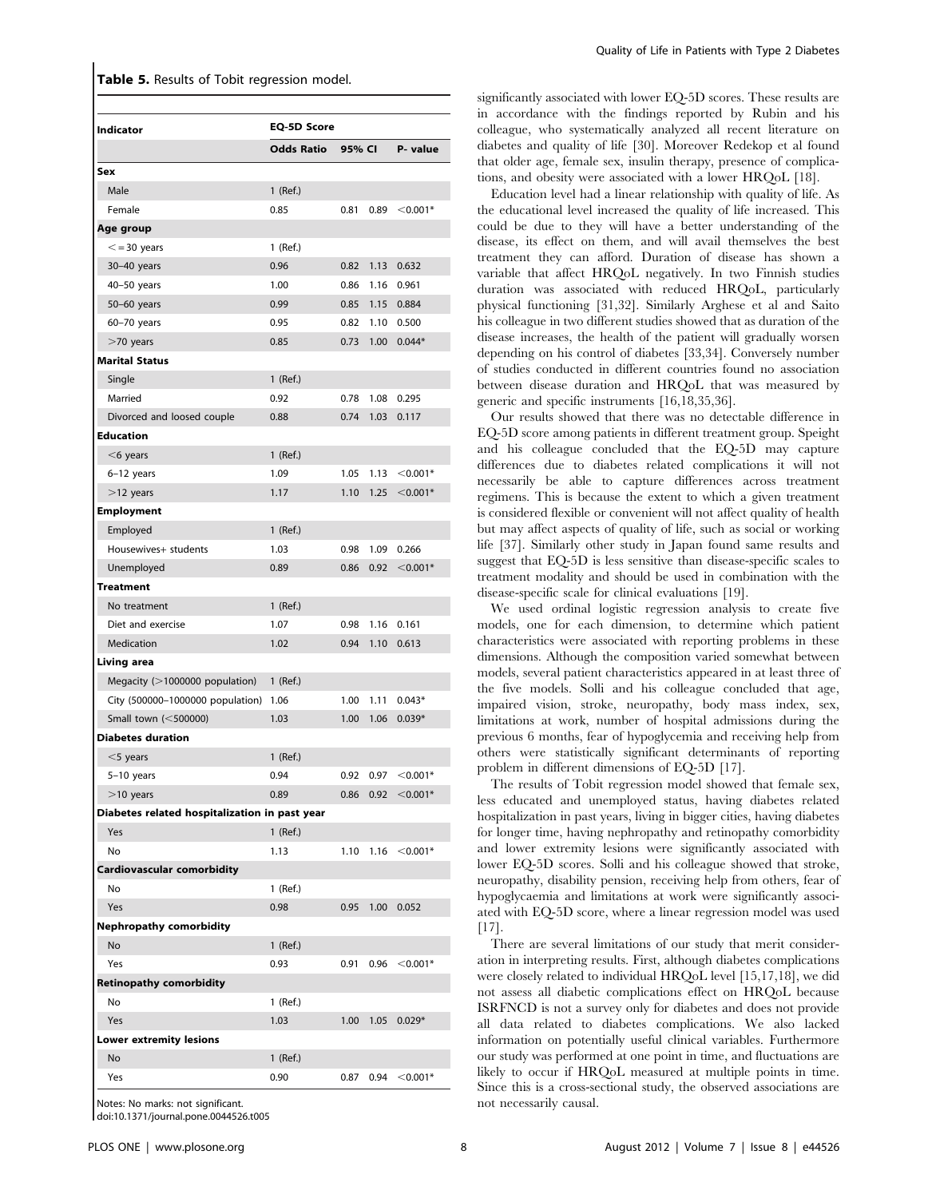**Table 5.** Results of Tobit regression model.

| Indicator | EQ-5D Score | | | |
|---|---|---|---|---|
| | Odds Ratio | 95% CI | | P- value |
| **Sex** | | | | |
| Male | 1 (Ref.) | | | |
| Female | 0.85 | 0.81 | 0.89 | <0.001* |
| **Age group** | | | | |
| <=30 years | 1 (Ref.) | | | |
| 30–40 years | 0.96 | 0.82 | 1.13 | 0.632 |
| 40–50 years | 1.00 | 0.86 | 1.16 | 0.961 |
| 50–60 years | 0.99 | 0.85 | 1.15 | 0.884 |
| 60–70 years | 0.95 | 0.82 | 1.10 | 0.500 |
| >70 years | 0.85 | 0.73 | 1.00 | 0.044* |
| **Marital Status** | | | | |
| Single | 1 (Ref.) | | | |
| Married | 0.92 | 0.78 | 1.08 | 0.295 |
| Divorced and loosed couple | 0.88 | 0.74 | 1.03 | 0.117 |
| **Education** | | | | |
| <6 years | 1 (Ref.) | | | |
| 6–12 years | 1.09 | 1.05 | 1.13 | <0.001* |
| >12 years | 1.17 | 1.10 | 1.25 | <0.001* |
| **Employment** | | | | |
| Employed | 1 (Ref.) | | | |
| Housewives+ students | 1.03 | 0.98 | 1.09 | 0.266 |
| Unemployed | 0.89 | 0.86 | 0.92 | <0.001* |
| **Treatment** | | | | |
| No treatment | 1 (Ref.) | | | |
| Diet and exercise | 1.07 | 0.98 | 1.16 | 0.161 |
| Medication | 1.02 | 0.94 | 1.10 | 0.613 |
| **Living area** | | | | |
| Megacity (>1000000 population) | 1 (Ref.) | | | |
| City (500000–1000000 population) | 1.06 | 1.00 | 1.11 | 0.043* |
| Small town (<500000) | 1.03 | 1.00 | 1.06 | 0.039* |
| **Diabetes duration** | | | | |
| <5 years | 1 (Ref.) | | | |
| 5–10 years | 0.94 | 0.92 | 0.97 | <0.001* |
| >10 years | 0.89 | 0.86 | 0.92 | <0.001* |
| **Diabetes related hospitalization in past year** | | | | |
| Yes | 1 (Ref.) | | | |
| No | 1.13 | 1.10 | 1.16 | <0.001* |
| **Cardiovascular comorbidity** | | | | |
| No | 1 (Ref.) | | | |
| Yes | 0.98 | 0.95 | 1.00 | 0.052 |
| **Nephropathy comorbidity** | | | | |
| No | 1 (Ref.) | | | |
| Yes | 0.93 | 0.91 | 0.96 | <0.001* |
| **Retinopathy comorbidity** | | | | |
| No | 1 (Ref.) | | | |
| Yes | 1.03 | 1.00 | 1.05 | 0.029* |
| **Lower extremity lesions** | | | | |
| No | 1 (Ref.) | | | |
| Yes | 0.90 | 0.87 | 0.94 | <0.001* |

Notes: No marks: not significant.
doi:10.1371/journal.pone.0044526.t005

significantly associated with lower EQ-5D scores. These results are in accordance with the findings reported by Rubin and his colleague, who systematically analyzed all recent literature on diabetes and quality of life [30]. Moreover Redekop et al found that older age, female sex, insulin therapy, presence of complications, and obesity were associated with a lower HRQoL [18].

Education level had a linear relationship with quality of life. As the educational level increased the quality of life increased. This could be due to they will have a better understanding of the disease, its effect on them, and will avail themselves the best treatment they can afford. Duration of disease has shown a variable that affect HRQoL negatively. In two Finnish studies duration was associated with reduced HRQoL, particularly physical functioning [31,32]. Similarly Arghese et al and Saito his colleague in two different studies showed that as duration of the disease increases, the health of the patient will gradually worsen depending on his control of diabetes [33,34]. Conversely number of studies conducted in different countries found no association between disease duration and HRQoL that was measured by generic and specific instruments [16,18,35,36].

Our results showed that there was no detectable difference in EQ-5D score among patients in different treatment group. Speight and his colleague concluded that the EQ-5D may capture differences due to diabetes related complications it will not necessarily be able to capture differences across treatment regimens. This is because the extent to which a given treatment is considered flexible or convenient will not affect quality of health but may affect aspects of quality of life, such as social or working life [37]. Similarly other study in Japan found same results and suggest that EQ-5D is less sensitive than disease-specific scales to treatment modality and should be used in combination with the disease-specific scale for clinical evaluations [19].

We used ordinal logistic regression analysis to create five models, one for each dimension, to determine which patient characteristics were associated with reporting problems in these dimensions. Although the composition varied somewhat between models, several patient characteristics appeared in at least three of the five models. Solli and his colleague concluded that age, impaired vision, stroke, neuropathy, body mass index, sex, limitations at work, number of hospital admissions during the previous 6 months, fear of hypoglycemia and receiving help from others were statistically significant determinants of reporting problem in different dimensions of EQ-5D [17].

The results of Tobit regression model showed that female sex, less educated and unemployed status, having diabetes related hospitalization in past years, living in bigger cities, having diabetes for longer time, having nephropathy and retinopathy comorbidity and lower extremity lesions were significantly associated with lower EQ-5D scores. Solli and his colleague showed that stroke, neuropathy, disability pension, receiving help from others, fear of hypoglycaemia and limitations at work were significantly associated with EQ-5D score, where a linear regression model was used [17].

There are several limitations of our study that merit consideration in interpreting results. First, although diabetes complications were closely related to individual HRQoL level [15,17,18], we did not assess all diabetic complications effect on HRQoL because ISRFNCD is not a survey only for diabetes and does not provide all data related to diabetes complications. We also lacked information on potentially useful clinical variables. Furthermore our study was performed at one point in time, and fluctuations are likely to occur if HRQoL measured at multiple points in time. Since this is a cross-sectional study, the observed associations are not necessarily causal.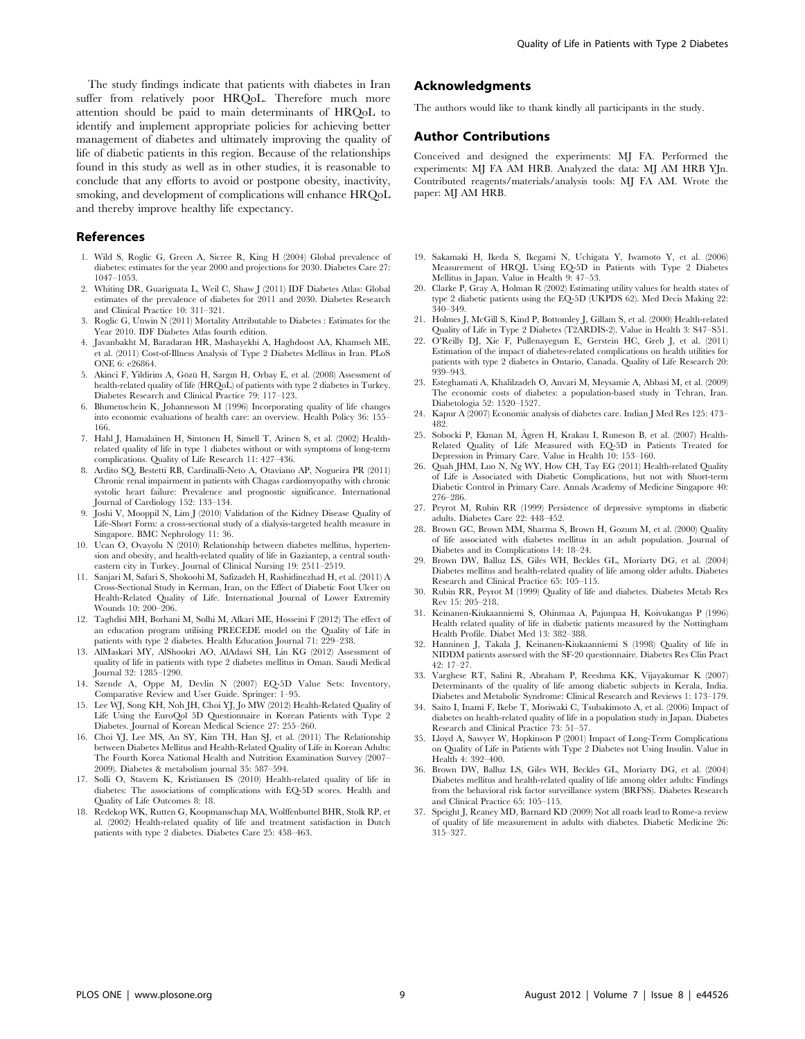The study findings indicate that patients with diabetes in Iran suffer from relatively poor HRQoL. Therefore much more attention should be paid to main determinants of HRQoL to identify and implement appropriate policies for achieving better management of diabetes and ultimately improving the quality of life of diabetic patients in this region. Because of the relationships found in this study as well as in other studies, it is reasonable to conclude that any efforts to avoid or postpone obesity, inactivity, smoking, and development of complications will enhance HRQoL and thereby improve healthy life expectancy.

## Acknowledgments

The authors would like to thank kindly all participants in the study.

## Author Contributions

Conceived and designed the experiments: MJ FA. Performed the experiments: MJ FA AM HRB. Analyzed the data: MJ AM HRB YJn. Contributed reagents/materials/analysis tools: MJ FA AM. Wrote the paper: MJ AM HRB.

## References

1. Wild S, Roglic G, Green A, Sicree R, King H (2004) Global prevalence of diabetes: estimates for the year 2000 and projections for 2030. Diabetes Care 27: 1047–1053.
2. Whiting DR, Guariguata L, Weil C, Shaw J (2011) IDF Diabetes Atlas: Global estimates of the prevalence of diabetes for 2011 and 2030. Diabetes Research and Clinical Practice 10: 311–321.
3. Roglic G, Unwin N (2011) Mortality Attributable to Diabetes : Estimates for the Year 2010. IDF Diabetes Atlas fourth edition.
4. Javanbakht M, Baradaran HR, Mashayekhi A, Haghdoost AA, Khamseh ME, et al. (2011) Cost-of-Illness Analysis of Type 2 Diabetes Mellitus in Iran. PLoS ONE 6: e26864.
5. Akinci F, Yildirim A, Gözü H, Sargın H, Orbay E, et al. (2008) Assessment of health-related quality of life (HRQoL) of patients with type 2 diabetes in Turkey. Diabetes Research and Clinical Practice 79: 117–123.
6. Blumenschein K, Johannesson M (1996) Incorporating quality of life changes into economic evaluations of health care: an overview. Health Policy 36: 155–166.
7. Hahl J, Hamalainen H, Sintonen H, Simell T, Arinen S, et al. (2002) Health-related quality of life in type 1 diabetes without or with symptoms of long-term complications. Quality of Life Research 11: 427–436.
8. Ardito SQ, Bestetti RB, Cardinalli-Neto A, Otaviano AP, Nogueira PR (2011) Chronic renal impairment in patients with Chagas cardiomyopathy with chronic systolic heart failure: Prevalence and prognostic significance. International Journal of Cardiology 152: 133–134.
9. Joshi V, Mooppil N, Lim J (2010) Validation of the Kidney Disease Quality of Life-Short Form: a cross-sectional study of a dialysis-targeted health measure in Singapore. BMC Nephrology 11: 36.
10. Ucan O, Ovayolu N (2010) Relationship between diabetes mellitus, hypertension and obesity, and health-related quality of life in Gaziantep, a central south-eastern city in Turkey. Journal of Clinical Nursing 19: 2511–2519.
11. Sanjari M, Safari S, Shokoohi M, Safizadeh H, Rashidinezhad H, et al. (2011) A Cross-Sectional Study in Kerman, Iran, on the Effect of Diabetic Foot Ulcer on Health-Related Quality of Life. International Journal of Lower Extremity Wounds 10: 200–206.
12. Taghdisi MH, Borhani M, Solhi M, Afkari ME, Hosseini F (2012) The effect of an education program utilising PRECEDE model on the Quality of Life in patients with type 2 diabetes. Health Education Journal 71: 229–238.
13. AlMaskari MY, AlShookri AO, AlAdawi SH, Lin KG (2012) Assessment of quality of life in patients with type 2 diabetes mellitus in Oman. Saudi Medical Journal 32: 1285–1290.
14. Szende A, Oppe M, Devlin N (2007) EQ-5D Value Sets: Inventory, Comparative Review and User Guide. Springer: 1–95.
15. Lee WJ, Song KH, Noh JH, Choi YJ, Jo MW (2012) Health-Related Quality of Life Using the EuroQol 5D Questionnaire in Korean Patients with Type 2 Diabetes. Journal of Korean Medical Science 27: 255–260.
16. Choi YJ, Lee MS, An SY, Kim TH, Han SJ, et al. (2011) The Relationship between Diabetes Mellitus and Health-Related Quality of Life in Korean Adults: The Fourth Korea National Health and Nutrition Examination Survey (2007–2009). Diabetes & metabolism journal 35: 587–594.
17. Solli O, Stavem K, Kristiansen IS (2010) Health-related quality of life in diabetes: The associations of complications with EQ-5D scores. Health and Quality of Life Outcomes 8: 18.
18. Redekop WK, Rutten G, Koopmanschap MA, Wolffenbuttel BHR, Stolk RP, et al. (2002) Health-related quality of life and treatment satisfaction in Dutch patients with type 2 diabetes. Diabetes Care 25: 458–463.
19. Sakamaki H, Ikeda S, Ikegami N, Uchigata Y, Iwamoto Y, et al. (2006) Measurement of HRQL Using EQ-5D in Patients with Type 2 Diabetes Mellitus in Japan. Value in Health 9: 47–53.
20. Clarke P, Gray A, Holman R (2002) Estimating utility values for health states of type 2 diabetic patients using the EQ-5D (UKPDS 62). Med Decis Making 22: 340–349.
21. Holmes J, McGill S, Kind P, Bottomley J, Gillam S, et al. (2000) Health-related Quality of Life in Type 2 Diabetes (T2ARDIS-2). Value in Health 3: S47–S51.
22. O'Reilly DJ, Xie F, Pullenayegum E, Gerstein HC, Greb J, et al. (2011) Estimation of the impact of diabetes-related complications on health utilities for patients with type 2 diabetes in Ontario, Canada. Quality of Life Research 20: 939–943.
23. Esteghamati A, Khalilzadeh O, Anvari M, Meysamie A, Abbasi M, et al. (2009) The economic costs of diabetes: a population-based study in Tehran, Iran. Diabetologia 52: 1520–1527.
24. Kapur A (2007) Economic analysis of diabetes care. Indian J Med Res 125: 473–482.
25. Sobocki P, Ekman M, Ågren H, Krakau I, Runeson B, et al. (2007) Health-Related Quality of Life Measured with EQ-5D in Patients Treated for Depression in Primary Care. Value in Health 10: 153–160.
26. Quah JHM, Luo N, Ng WY, How CH, Tay EG (2011) Health-related Quality of Life is Associated with Diabetic Complications, but not with Short-term Diabetic Control in Primary Care. Annals Academy of Medicine Singapore 40: 276–286.
27. Peyrot M, Rubin RR (1999) Persistence of depressive symptoms in diabetic adults. Diabetes Care 22: 448–452.
28. Brown GC, Brown MM, Sharma S, Brown H, Gozum M, et al. (2000) Quality of life associated with diabetes mellitus in an adult population. Journal of Diabetes and its Complications 14: 18–24.
29. Brown DW, Balluz LS, Giles WH, Beckles GL, Moriarty DG, et al. (2004) Diabetes mellitus and health-related quality of life among older adults. Diabetes Research and Clinical Practice 65: 105–115.
30. Rubin RR, Peyrot M (1999) Quality of life and diabetes. Diabetes Metab Res Rev 15: 205–218.
31. Keinanen-Kiukaanniemi S, Ohinmaa A, Pajunpaa H, Koivukangas P (1996) Health related quality of life in diabetic patients measured by the Nottingham Health Profile. Diabet Med 13: 382–388.
32. Hanninen J, Takala J, Keinanen-Kiukaanniemi S (1998) Quality of life in NIDDM patients assessed with the SF-20 questionnaire. Diabetes Res Clin Pract 42: 17–27.
33. Varghese RT, Salini R, Abraham P, Reeshma KK, Vijayakumar K (2007) Determinants of the quality of life among diabetic subjects in Kerala, India. Diabetes and Metabolic Syndrome: Clinical Research and Reviews 1: 173–179.
34. Saito I, Inami F, Ikebe T, Moriwaki C, Tsubakimoto A, et al. (2006) Impact of diabetes on health-related quality of life in a population study in Japan. Diabetes Research and Clinical Practice 73: 51–57.
35. Lloyd A, Sawyer W, Hopkinson P (2001) Impact of Long-Term Complications on Quality of Life in Patients with Type 2 Diabetes not Using Insulin. Value in Health 4: 392–400.
36. Brown DW, Balluz LS, Giles WH, Beckles GL, Moriarty DG, et al. (2004) Diabetes mellitus and health-related quality of life among older adults: Findings from the behavioral risk factor surveillance system (BRFSS). Diabetes Research and Clinical Practice 65: 105–115.
37. Speight J, Reaney MD, Barnard KD (2009) Not all roads lead to Rome-a review of quality of life measurement in adults with diabetes. Diabetic Medicine 26: 315–327.